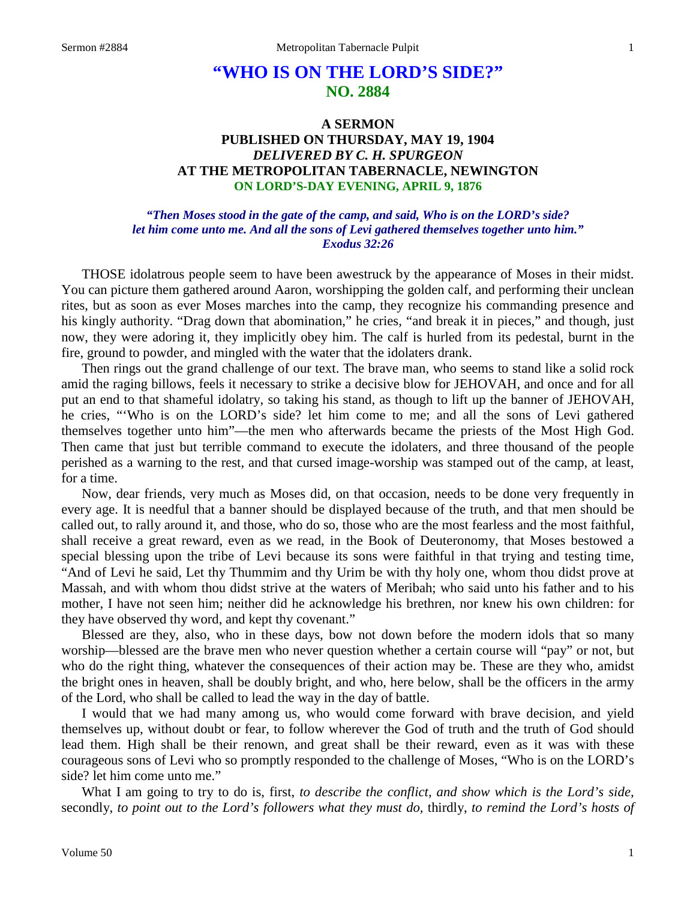# "WHO IS ON THE LORD'S SIDE?"
## NO. 2884

### A SERMON
### PUBLISHED ON THURSDAY, MAY 19, 1904
### *DELIVERED BY C. H. SPURGEON*
### AT THE METROPOLITAN TABERNACLE, NEWINGTON
### ON LORD'S-DAY EVENING, APRIL 9, 1876

*"Then Moses stood in the gate of the camp, and said, Who is on the LORD's side? let him come unto me. And all the sons of Levi gathered themselves together unto him." Exodus 32:26*

THOSE idolatrous people seem to have been awestruck by the appearance of Moses in their midst. You can picture them gathered around Aaron, worshipping the golden calf, and performing their unclean rites, but as soon as ever Moses marches into the camp, they recognize his commanding presence and his kingly authority. "Drag down that abomination," he cries, "and break it in pieces," and though, just now, they were adoring it, they implicitly obey him. The calf is hurled from its pedestal, burnt in the fire, ground to powder, and mingled with the water that the idolaters drank.

Then rings out the grand challenge of our text. The brave man, who seems to stand like a solid rock amid the raging billows, feels it necessary to strike a decisive blow for JEHOVAH, and once and for all put an end to that shameful idolatry, so taking his stand, as though to lift up the banner of JEHOVAH, he cries, "'Who is on the LORD's side? let him come to me; and all the sons of Levi gathered themselves together unto him"—the men who afterwards became the priests of the Most High God. Then came that just but terrible command to execute the idolaters, and three thousand of the people perished as a warning to the rest, and that cursed image-worship was stamped out of the camp, at least, for a time.

Now, dear friends, very much as Moses did, on that occasion, needs to be done very frequently in every age. It is needful that a banner should be displayed because of the truth, and that men should be called out, to rally around it, and those, who do so, those who are the most fearless and the most faithful, shall receive a great reward, even as we read, in the Book of Deuteronomy, that Moses bestowed a special blessing upon the tribe of Levi because its sons were faithful in that trying and testing time, "And of Levi he said, Let thy Thummim and thy Urim be with thy holy one, whom thou didst prove at Massah, and with whom thou didst strive at the waters of Meribah; who said unto his father and to his mother, I have not seen him; neither did he acknowledge his brethren, nor knew his own children: for they have observed thy word, and kept thy covenant."

Blessed are they, also, who in these days, bow not down before the modern idols that so many worship—blessed are the brave men who never question whether a certain course will "pay" or not, but who do the right thing, whatever the consequences of their action may be. These are they who, amidst the bright ones in heaven, shall be doubly bright, and who, here below, shall be the officers in the army of the Lord, who shall be called to lead the way in the day of battle.

I would that we had many among us, who would come forward with brave decision, and yield themselves up, without doubt or fear, to follow wherever the God of truth and the truth of God should lead them. High shall be their renown, and great shall be their reward, even as it was with these courageous sons of Levi who so promptly responded to the challenge of Moses, "Who is on the LORD's side? let him come unto me."

What I am going to try to do is, first, *to describe the conflict, and show which is the Lord's side,* secondly, *to point out to the Lord's followers what they must do,* thirdly, *to remind the Lord's hosts of*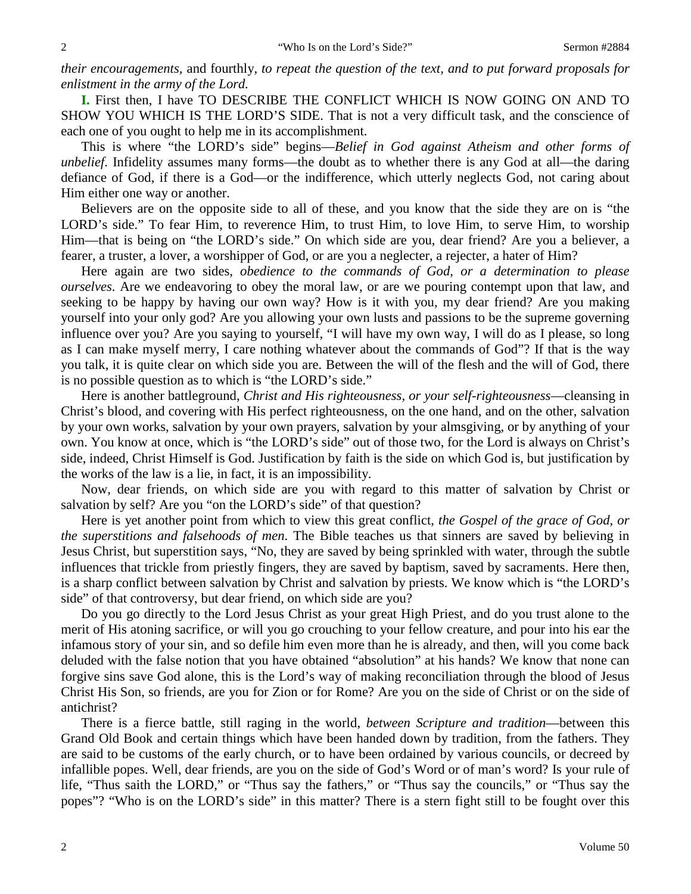*their encouragements,* and fourthly, *to repeat the question of the text, and to put forward proposals for enlistment in the army of the Lord.*

**I.** First then, I have TO DESCRIBE THE CONFLICT WHICH IS NOW GOING ON AND TO SHOW YOU WHICH IS THE LORD'S SIDE. That is not a very difficult task, and the conscience of each one of you ought to help me in its accomplishment.

This is where "the LORD's side" begins—*Belief in God against Atheism and other forms of unbelief*. Infidelity assumes many forms—the doubt as to whether there is any God at all—the daring defiance of God, if there is a God—or the indifference, which utterly neglects God, not caring about Him either one way or another.

Believers are on the opposite side to all of these, and you know that the side they are on is "the LORD's side." To fear Him, to reverence Him, to trust Him, to love Him, to serve Him, to worship Him—that is being on "the LORD's side." On which side are you, dear friend? Are you a believer, a fearer, a truster, a lover, a worshipper of God, or are you a neglecter, a rejecter, a hater of Him?

Here again are two sides, *obedience to the commands of God, or a determination to please ourselves*. Are we endeavoring to obey the moral law, or are we pouring contempt upon that law, and seeking to be happy by having our own way? How is it with you, my dear friend? Are you making yourself into your only god? Are you allowing your own lusts and passions to be the supreme governing influence over you? Are you saying to yourself, "I will have my own way, I will do as I please, so long as I can make myself merry, I care nothing whatever about the commands of God"? If that is the way you talk, it is quite clear on which side you are. Between the will of the flesh and the will of God, there is no possible question as to which is "the LORD's side."

Here is another battleground, *Christ and His righteousness, or your self-righteousness*—cleansing in Christ's blood, and covering with His perfect righteousness, on the one hand, and on the other, salvation by your own works, salvation by your own prayers, salvation by your almsgiving, or by anything of your own. You know at once, which is "the LORD's side" out of those two, for the Lord is always on Christ's side, indeed, Christ Himself is God. Justification by faith is the side on which God is, but justification by the works of the law is a lie, in fact, it is an impossibility.

Now, dear friends, on which side are you with regard to this matter of salvation by Christ or salvation by self? Are you "on the LORD's side" of that question?

Here is yet another point from which to view this great conflict, *the Gospel of the grace of God, or the superstitions and falsehoods of men*. The Bible teaches us that sinners are saved by believing in Jesus Christ, but superstition says, "No, they are saved by being sprinkled with water, through the subtle influences that trickle from priestly fingers, they are saved by baptism, saved by sacraments. Here then, is a sharp conflict between salvation by Christ and salvation by priests. We know which is "the LORD's side" of that controversy, but dear friend, on which side are you?

Do you go directly to the Lord Jesus Christ as your great High Priest, and do you trust alone to the merit of His atoning sacrifice, or will you go crouching to your fellow creature, and pour into his ear the infamous story of your sin, and so defile him even more than he is already, and then, will you come back deluded with the false notion that you have obtained "absolution" at his hands? We know that none can forgive sins save God alone, this is the Lord's way of making reconciliation through the blood of Jesus Christ His Son, so friends, are you for Zion or for Rome? Are you on the side of Christ or on the side of antichrist?

There is a fierce battle, still raging in the world, *between Scripture and tradition*—between this Grand Old Book and certain things which have been handed down by tradition, from the fathers. They are said to be customs of the early church, or to have been ordained by various councils, or decreed by infallible popes. Well, dear friends, are you on the side of God's Word or of man's word? Is your rule of life, "Thus saith the LORD," or "Thus say the fathers," or "Thus say the councils," or "Thus say the popes"? "Who is on the LORD's side" in this matter? There is a stern fight still to be fought over this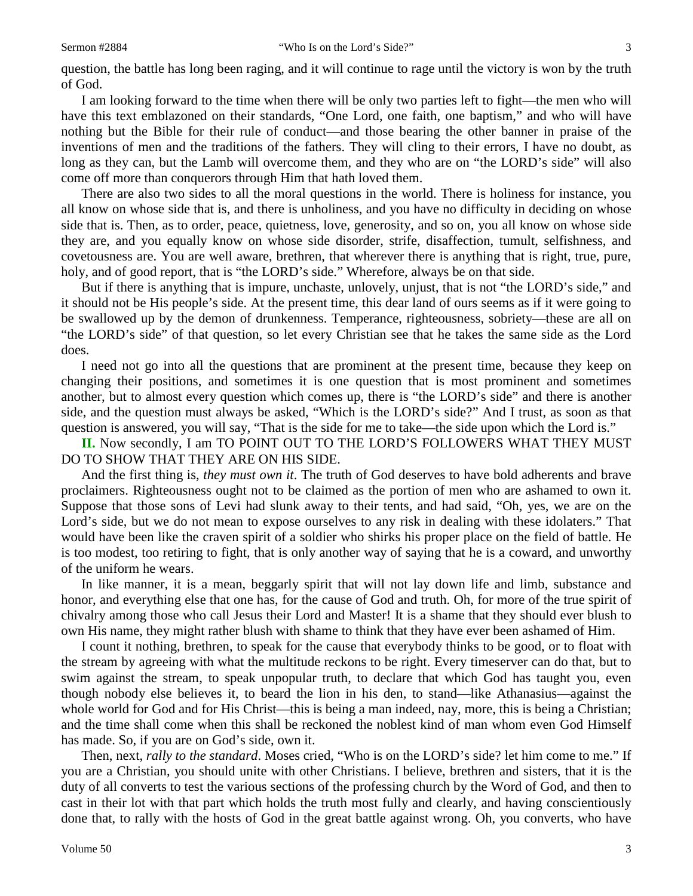question, the battle has long been raging, and it will continue to rage until the victory is won by the truth of God.

I am looking forward to the time when there will be only two parties left to fight—the men who will have this text emblazoned on their standards, "One Lord, one faith, one baptism," and who will have nothing but the Bible for their rule of conduct—and those bearing the other banner in praise of the inventions of men and the traditions of the fathers. They will cling to their errors, I have no doubt, as long as they can, but the Lamb will overcome them, and they who are on "the LORD's side" will also come off more than conquerors through Him that hath loved them.

There are also two sides to all the moral questions in the world. There is holiness for instance, you all know on whose side that is, and there is unholiness, and you have no difficulty in deciding on whose side that is. Then, as to order, peace, quietness, love, generosity, and so on, you all know on whose side they are, and you equally know on whose side disorder, strife, disaffection, tumult, selfishness, and covetousness are. You are well aware, brethren, that wherever there is anything that is right, true, pure, holy, and of good report, that is "the LORD's side." Wherefore, always be on that side.

But if there is anything that is impure, unchaste, unlovely, unjust, that is not "the LORD's side," and it should not be His people's side. At the present time, this dear land of ours seems as if it were going to be swallowed up by the demon of drunkenness. Temperance, righteousness, sobriety—these are all on "the LORD's side" of that question, so let every Christian see that he takes the same side as the Lord does.

I need not go into all the questions that are prominent at the present time, because they keep on changing their positions, and sometimes it is one question that is most prominent and sometimes another, but to almost every question which comes up, there is "the LORD's side" and there is another side, and the question must always be asked, "Which is the LORD's side?" And I trust, as soon as that question is answered, you will say, "That is the side for me to take—the side upon which the Lord is."

**II.** Now secondly, I am TO POINT OUT TO THE LORD'S FOLLOWERS WHAT THEY MUST DO TO SHOW THAT THEY ARE ON HIS SIDE.

And the first thing is, *they must own it*. The truth of God deserves to have bold adherents and brave proclaimers. Righteousness ought not to be claimed as the portion of men who are ashamed to own it. Suppose that those sons of Levi had slunk away to their tents, and had said, "Oh, yes, we are on the Lord's side, but we do not mean to expose ourselves to any risk in dealing with these idolaters." That would have been like the craven spirit of a soldier who shirks his proper place on the field of battle. He is too modest, too retiring to fight, that is only another way of saying that he is a coward, and unworthy of the uniform he wears.

In like manner, it is a mean, beggarly spirit that will not lay down life and limb, substance and honor, and everything else that one has, for the cause of God and truth. Oh, for more of the true spirit of chivalry among those who call Jesus their Lord and Master! It is a shame that they should ever blush to own His name, they might rather blush with shame to think that they have ever been ashamed of Him.

I count it nothing, brethren, to speak for the cause that everybody thinks to be good, or to float with the stream by agreeing with what the multitude reckons to be right. Every timeserver can do that, but to swim against the stream, to speak unpopular truth, to declare that which God has taught you, even though nobody else believes it, to beard the lion in his den, to stand—like Athanasius—against the whole world for God and for His Christ—this is being a man indeed, nay, more, this is being a Christian; and the time shall come when this shall be reckoned the noblest kind of man whom even God Himself has made. So, if you are on God's side, own it.

Then, next, *rally to the standard*. Moses cried, "Who is on the LORD's side? let him come to me." If you are a Christian, you should unite with other Christians. I believe, brethren and sisters, that it is the duty of all converts to test the various sections of the professing church by the Word of God, and then to cast in their lot with that part which holds the truth most fully and clearly, and having conscientiously done that, to rally with the hosts of God in the great battle against wrong. Oh, you converts, who have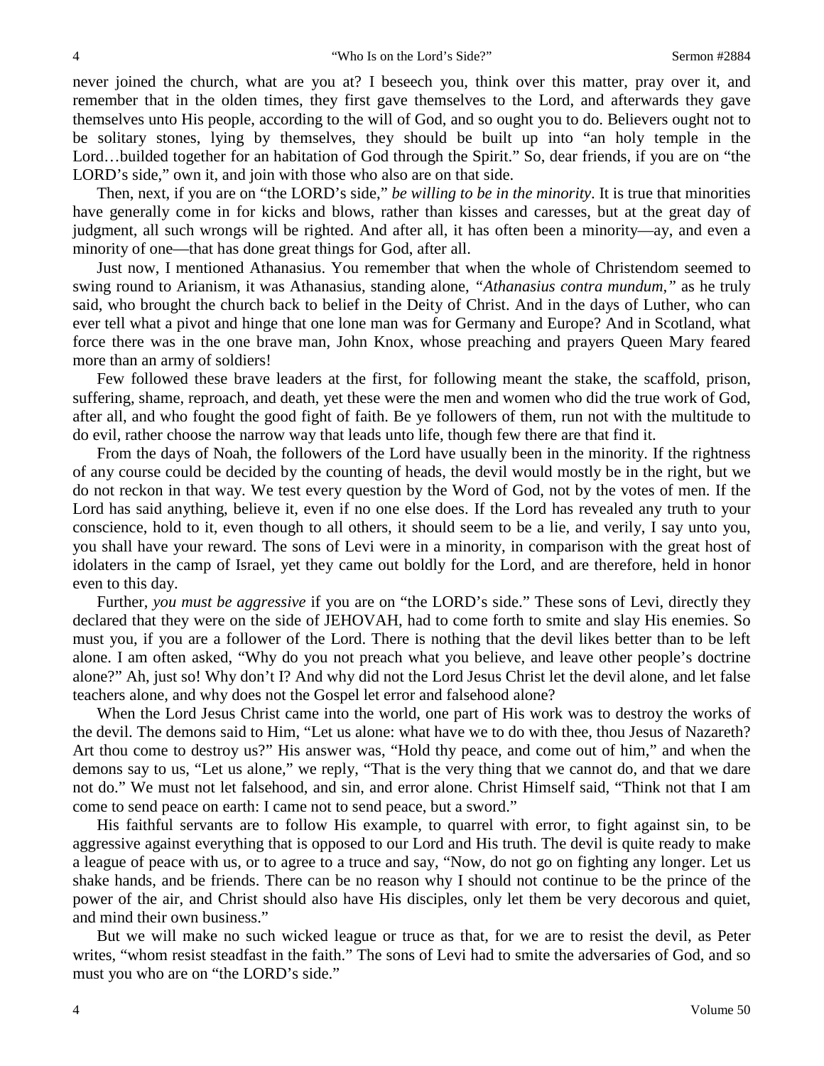never joined the church, what are you at? I beseech you, think over this matter, pray over it, and remember that in the olden times, they first gave themselves to the Lord, and afterwards they gave themselves unto His people, according to the will of God, and so ought you to do. Believers ought not to be solitary stones, lying by themselves, they should be built up into "an holy temple in the Lord…builded together for an habitation of God through the Spirit." So, dear friends, if you are on "the LORD's side," own it, and join with those who also are on that side.

Then, next, if you are on "the LORD's side," *be willing to be in the minority*. It is true that minorities have generally come in for kicks and blows, rather than kisses and caresses, but at the great day of judgment, all such wrongs will be righted. And after all, it has often been a minority—ay, and even a minority of one—that has done great things for God, after all.

Just now, I mentioned Athanasius. You remember that when the whole of Christendom seemed to swing round to Arianism, it was Athanasius, standing alone, *"Athanasius contra mundum,"* as he truly said, who brought the church back to belief in the Deity of Christ. And in the days of Luther, who can ever tell what a pivot and hinge that one lone man was for Germany and Europe? And in Scotland, what force there was in the one brave man, John Knox, whose preaching and prayers Queen Mary feared more than an army of soldiers!

Few followed these brave leaders at the first, for following meant the stake, the scaffold, prison, suffering, shame, reproach, and death, yet these were the men and women who did the true work of God, after all, and who fought the good fight of faith. Be ye followers of them, run not with the multitude to do evil, rather choose the narrow way that leads unto life, though few there are that find it.

From the days of Noah, the followers of the Lord have usually been in the minority. If the rightness of any course could be decided by the counting of heads, the devil would mostly be in the right, but we do not reckon in that way. We test every question by the Word of God, not by the votes of men. If the Lord has said anything, believe it, even if no one else does. If the Lord has revealed any truth to your conscience, hold to it, even though to all others, it should seem to be a lie, and verily, I say unto you, you shall have your reward. The sons of Levi were in a minority, in comparison with the great host of idolaters in the camp of Israel, yet they came out boldly for the Lord, and are therefore, held in honor even to this day.

Further, *you must be aggressive* if you are on "the LORD's side." These sons of Levi, directly they declared that they were on the side of JEHOVAH, had to come forth to smite and slay His enemies. So must you, if you are a follower of the Lord. There is nothing that the devil likes better than to be left alone. I am often asked, "Why do you not preach what you believe, and leave other people's doctrine alone?" Ah, just so! Why don't I? And why did not the Lord Jesus Christ let the devil alone, and let false teachers alone, and why does not the Gospel let error and falsehood alone?

When the Lord Jesus Christ came into the world, one part of His work was to destroy the works of the devil. The demons said to Him, "Let us alone: what have we to do with thee, thou Jesus of Nazareth? Art thou come to destroy us?" His answer was, "Hold thy peace, and come out of him," and when the demons say to us, "Let us alone," we reply, "That is the very thing that we cannot do, and that we dare not do." We must not let falsehood, and sin, and error alone. Christ Himself said, "Think not that I am come to send peace on earth: I came not to send peace, but a sword."

His faithful servants are to follow His example, to quarrel with error, to fight against sin, to be aggressive against everything that is opposed to our Lord and His truth. The devil is quite ready to make a league of peace with us, or to agree to a truce and say, "Now, do not go on fighting any longer. Let us shake hands, and be friends. There can be no reason why I should not continue to be the prince of the power of the air, and Christ should also have His disciples, only let them be very decorous and quiet, and mind their own business."

But we will make no such wicked league or truce as that, for we are to resist the devil, as Peter writes, "whom resist steadfast in the faith." The sons of Levi had to smite the adversaries of God, and so must you who are on "the LORD's side."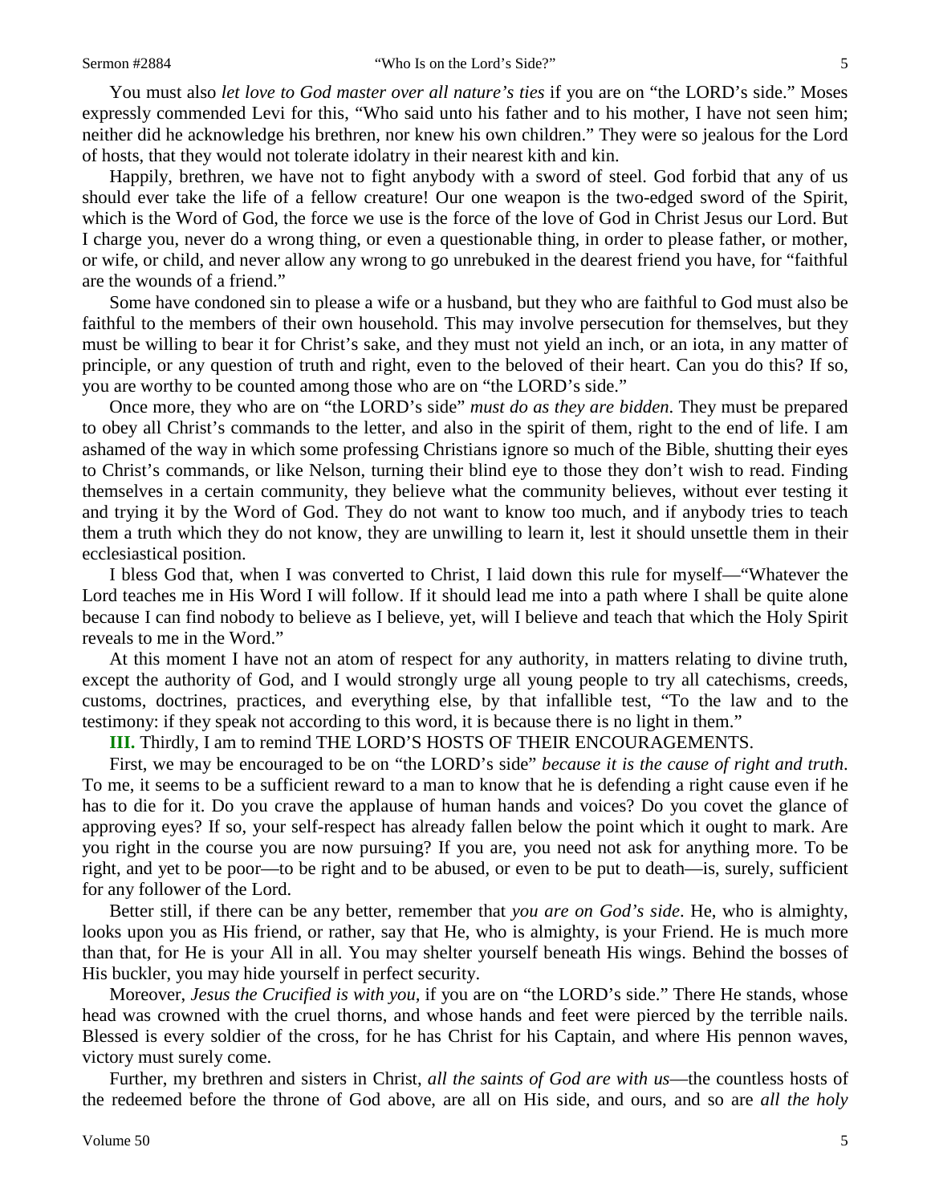You must also *let love to God master over all nature's ties* if you are on "the LORD's side." Moses expressly commended Levi for this, "Who said unto his father and to his mother, I have not seen him; neither did he acknowledge his brethren, nor knew his own children." They were so jealous for the Lord of hosts, that they would not tolerate idolatry in their nearest kith and kin.

Happily, brethren, we have not to fight anybody with a sword of steel. God forbid that any of us should ever take the life of a fellow creature! Our one weapon is the two-edged sword of the Spirit, which is the Word of God, the force we use is the force of the love of God in Christ Jesus our Lord. But I charge you, never do a wrong thing, or even a questionable thing, in order to please father, or mother, or wife, or child, and never allow any wrong to go unrebuked in the dearest friend you have, for "faithful are the wounds of a friend."

Some have condoned sin to please a wife or a husband, but they who are faithful to God must also be faithful to the members of their own household. This may involve persecution for themselves, but they must be willing to bear it for Christ's sake, and they must not yield an inch, or an iota, in any matter of principle, or any question of truth and right, even to the beloved of their heart. Can you do this? If so, you are worthy to be counted among those who are on "the LORD's side."

Once more, they who are on "the LORD's side" *must do as they are bidden*. They must be prepared to obey all Christ's commands to the letter, and also in the spirit of them, right to the end of life. I am ashamed of the way in which some professing Christians ignore so much of the Bible, shutting their eyes to Christ's commands, or like Nelson, turning their blind eye to those they don't wish to read. Finding themselves in a certain community, they believe what the community believes, without ever testing it and trying it by the Word of God. They do not want to know too much, and if anybody tries to teach them a truth which they do not know, they are unwilling to learn it, lest it should unsettle them in their ecclesiastical position.

I bless God that, when I was converted to Christ, I laid down this rule for myself—"Whatever the Lord teaches me in His Word I will follow. If it should lead me into a path where I shall be quite alone because I can find nobody to believe as I believe, yet, will I believe and teach that which the Holy Spirit reveals to me in the Word."

At this moment I have not an atom of respect for any authority, in matters relating to divine truth, except the authority of God, and I would strongly urge all young people to try all catechisms, creeds, customs, doctrines, practices, and everything else, by that infallible test, "To the law and to the testimony: if they speak not according to this word, it is because there is no light in them."

**III.** Thirdly, I am to remind THE LORD'S HOSTS OF THEIR ENCOURAGEMENTS.

First, we may be encouraged to be on "the LORD's side" *because it is the cause of right and truth*. To me, it seems to be a sufficient reward to a man to know that he is defending a right cause even if he has to die for it. Do you crave the applause of human hands and voices? Do you covet the glance of approving eyes? If so, your self-respect has already fallen below the point which it ought to mark. Are you right in the course you are now pursuing? If you are, you need not ask for anything more. To be right, and yet to be poor—to be right and to be abused, or even to be put to death—is, surely, sufficient for any follower of the Lord.

Better still, if there can be any better, remember that *you are on God's side*. He, who is almighty, looks upon you as His friend, or rather, say that He, who is almighty, is your Friend. He is much more than that, for He is your All in all. You may shelter yourself beneath His wings. Behind the bosses of His buckler, you may hide yourself in perfect security.

Moreover, *Jesus the Crucified is with you*, if you are on "the LORD's side." There He stands, whose head was crowned with the cruel thorns, and whose hands and feet were pierced by the terrible nails. Blessed is every soldier of the cross, for he has Christ for his Captain, and where His pennon waves, victory must surely come.

Further, my brethren and sisters in Christ, *all the saints of God are with us*—the countless hosts of the redeemed before the throne of God above, are all on His side, and ours, and so are *all the holy*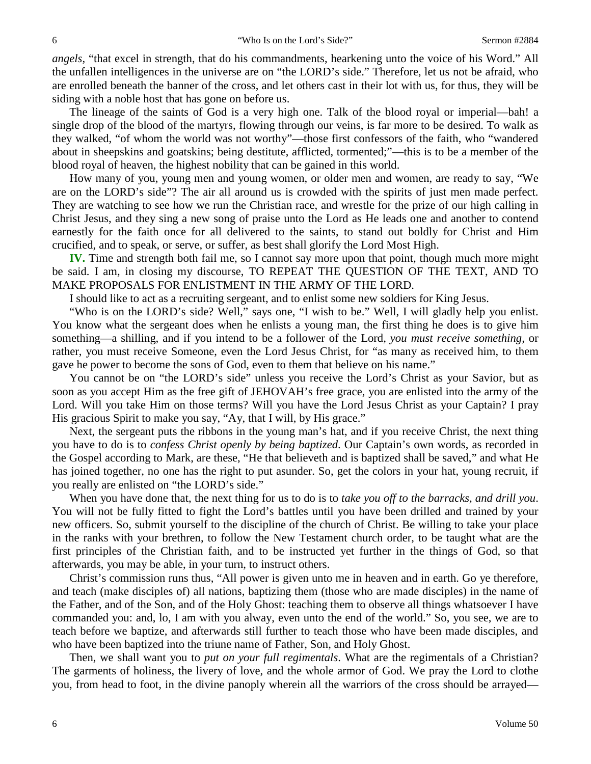*angels*, "that excel in strength, that do his commandments, hearkening unto the voice of his Word." All the unfallen intelligences in the universe are on "the LORD's side." Therefore, let us not be afraid, who are enrolled beneath the banner of the cross, and let others cast in their lot with us, for thus, they will be siding with a noble host that has gone on before us.

The lineage of the saints of God is a very high one. Talk of the blood royal or imperial—bah! a single drop of the blood of the martyrs, flowing through our veins, is far more to be desired. To walk as they walked, "of whom the world was not worthy"—those first confessors of the faith, who "wandered about in sheepskins and goatskins; being destitute, afflicted, tormented;"—this is to be a member of the blood royal of heaven, the highest nobility that can be gained in this world.

How many of you, young men and young women, or older men and women, are ready to say, "We are on the LORD's side"? The air all around us is crowded with the spirits of just men made perfect. They are watching to see how we run the Christian race, and wrestle for the prize of our high calling in Christ Jesus, and they sing a new song of praise unto the Lord as He leads one and another to contend earnestly for the faith once for all delivered to the saints, to stand out boldly for Christ and Him crucified, and to speak, or serve, or suffer, as best shall glorify the Lord Most High.

**IV.** Time and strength both fail me, so I cannot say more upon that point, though much more might be said. I am, in closing my discourse, TO REPEAT THE QUESTION OF THE TEXT, AND TO MAKE PROPOSALS FOR ENLISTMENT IN THE ARMY OF THE LORD.

I should like to act as a recruiting sergeant, and to enlist some new soldiers for King Jesus.

"Who is on the LORD's side? Well," says one, "I wish to be." Well, I will gladly help you enlist. You know what the sergeant does when he enlists a young man, the first thing he does is to give him something—a shilling, and if you intend to be a follower of the Lord, *you must receive something,* or rather, you must receive Someone, even the Lord Jesus Christ, for "as many as received him, to them gave he power to become the sons of God, even to them that believe on his name."

You cannot be on "the LORD's side" unless you receive the Lord's Christ as your Savior, but as soon as you accept Him as the free gift of JEHOVAH's free grace, you are enlisted into the army of the Lord. Will you take Him on those terms? Will you have the Lord Jesus Christ as your Captain? I pray His gracious Spirit to make you say, "Ay, that I will, by His grace."

Next, the sergeant puts the ribbons in the young man's hat, and if you receive Christ, the next thing you have to do is to *confess Christ openly by being baptized*. Our Captain's own words, as recorded in the Gospel according to Mark, are these, "He that believeth and is baptized shall be saved," and what He has joined together, no one has the right to put asunder. So, get the colors in your hat, young recruit, if you really are enlisted on "the LORD's side."

When you have done that, the next thing for us to do is to *take you off to the barracks, and drill you*. You will not be fully fitted to fight the Lord's battles until you have been drilled and trained by your new officers. So, submit yourself to the discipline of the church of Christ. Be willing to take your place in the ranks with your brethren, to follow the New Testament church order, to be taught what are the first principles of the Christian faith, and to be instructed yet further in the things of God, so that afterwards, you may be able, in your turn, to instruct others.

Christ's commission runs thus, "All power is given unto me in heaven and in earth. Go ye therefore, and teach (make disciples of) all nations, baptizing them (those who are made disciples) in the name of the Father, and of the Son, and of the Holy Ghost: teaching them to observe all things whatsoever I have commanded you: and, lo, I am with you alway, even unto the end of the world." So, you see, we are to teach before we baptize, and afterwards still further to teach those who have been made disciples, and who have been baptized into the triune name of Father, Son, and Holy Ghost.

Then, we shall want you to *put on your full regimentals*. What are the regimentals of a Christian? The garments of holiness, the livery of love, and the whole armor of God. We pray the Lord to clothe you, from head to foot, in the divine panoply wherein all the warriors of the cross should be arrayed—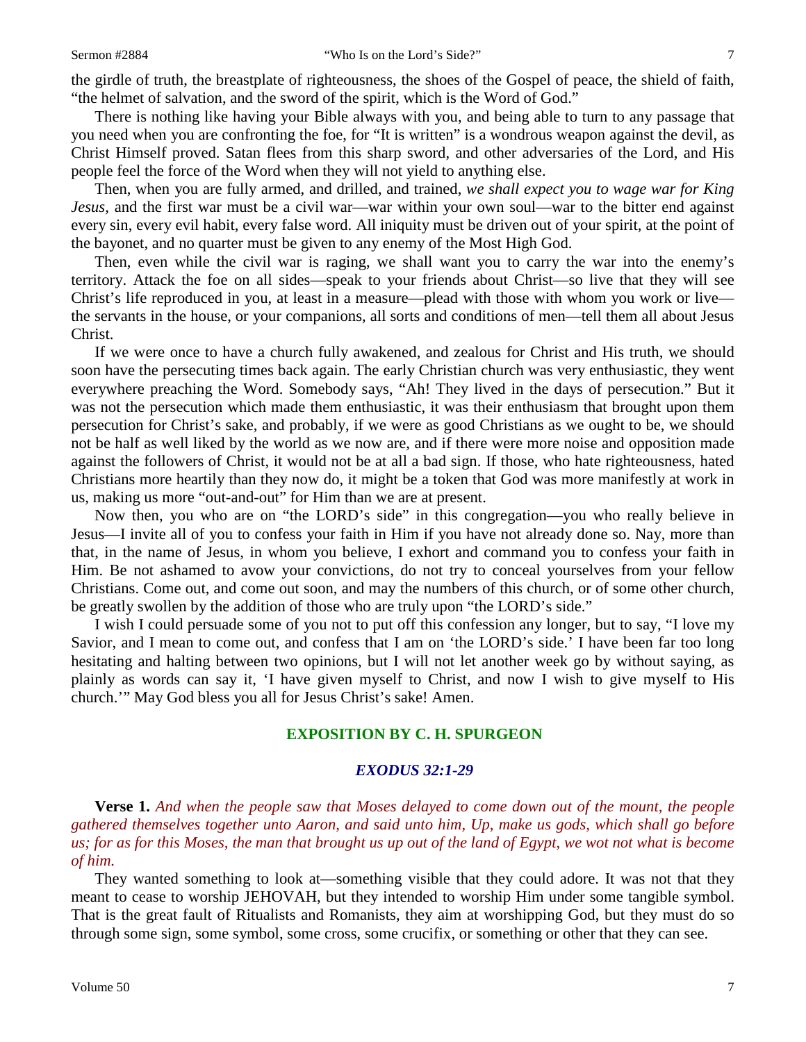the girdle of truth, the breastplate of righteousness, the shoes of the Gospel of peace, the shield of faith, "the helmet of salvation, and the sword of the spirit, which is the Word of God."

There is nothing like having your Bible always with you, and being able to turn to any passage that you need when you are confronting the foe, for "It is written" is a wondrous weapon against the devil, as Christ Himself proved. Satan flees from this sharp sword, and other adversaries of the Lord, and His people feel the force of the Word when they will not yield to anything else.

Then, when you are fully armed, and drilled, and trained, *we shall expect you to wage war for King Jesus,* and the first war must be a civil war—war within your own soul—war to the bitter end against every sin, every evil habit, every false word. All iniquity must be driven out of your spirit, at the point of the bayonet, and no quarter must be given to any enemy of the Most High God.

Then, even while the civil war is raging, we shall want you to carry the war into the enemy's territory. Attack the foe on all sides—speak to your friends about Christ—so live that they will see Christ's life reproduced in you, at least in a measure—plead with those with whom you work or live—the servants in the house, or your companions, all sorts and conditions of men—tell them all about Jesus Christ.

If we were once to have a church fully awakened, and zealous for Christ and His truth, we should soon have the persecuting times back again. The early Christian church was very enthusiastic, they went everywhere preaching the Word. Somebody says, "Ah! They lived in the days of persecution." But it was not the persecution which made them enthusiastic, it was their enthusiasm that brought upon them persecution for Christ's sake, and probably, if we were as good Christians as we ought to be, we should not be half as well liked by the world as we now are, and if there were more noise and opposition made against the followers of Christ, it would not be at all a bad sign. If those, who hate righteousness, hated Christians more heartily than they now do, it might be a token that God was more manifestly at work in us, making us more "out-and-out" for Him than we are at present.

Now then, you who are on "the LORD's side" in this congregation—you who really believe in Jesus—I invite all of you to confess your faith in Him if you have not already done so. Nay, more than that, in the name of Jesus, in whom you believe, I exhort and command you to confess your faith in Him. Be not ashamed to avow your convictions, do not try to conceal yourselves from your fellow Christians. Come out, and come out soon, and may the numbers of this church, or of some other church, be greatly swollen by the addition of those who are truly upon "the LORD's side."

I wish I could persuade some of you not to put off this confession any longer, but to say, "I love my Savior, and I mean to come out, and confess that I am on 'the LORD's side.' I have been far too long hesitating and halting between two opinions, but I will not let another week go by without saying, as plainly as words can say it, 'I have given myself to Christ, and now I wish to give myself to His church.'" May God bless you all for Jesus Christ's sake! Amen.

## EXPOSITION BY C. H. SPURGEON

### *EXODUS 32:1-29*

**Verse 1.** *And when the people saw that Moses delayed to come down out of the mount, the people gathered themselves together unto Aaron, and said unto him, Up, make us gods, which shall go before us; for as for this Moses, the man that brought us up out of the land of Egypt, we wot not what is become of him.*

They wanted something to look at—something visible that they could adore. It was not that they meant to cease to worship JEHOVAH, but they intended to worship Him under some tangible symbol. That is the great fault of Ritualists and Romanists, they aim at worshipping God, but they must do so through some sign, some symbol, some cross, some crucifix, or something or other that they can see.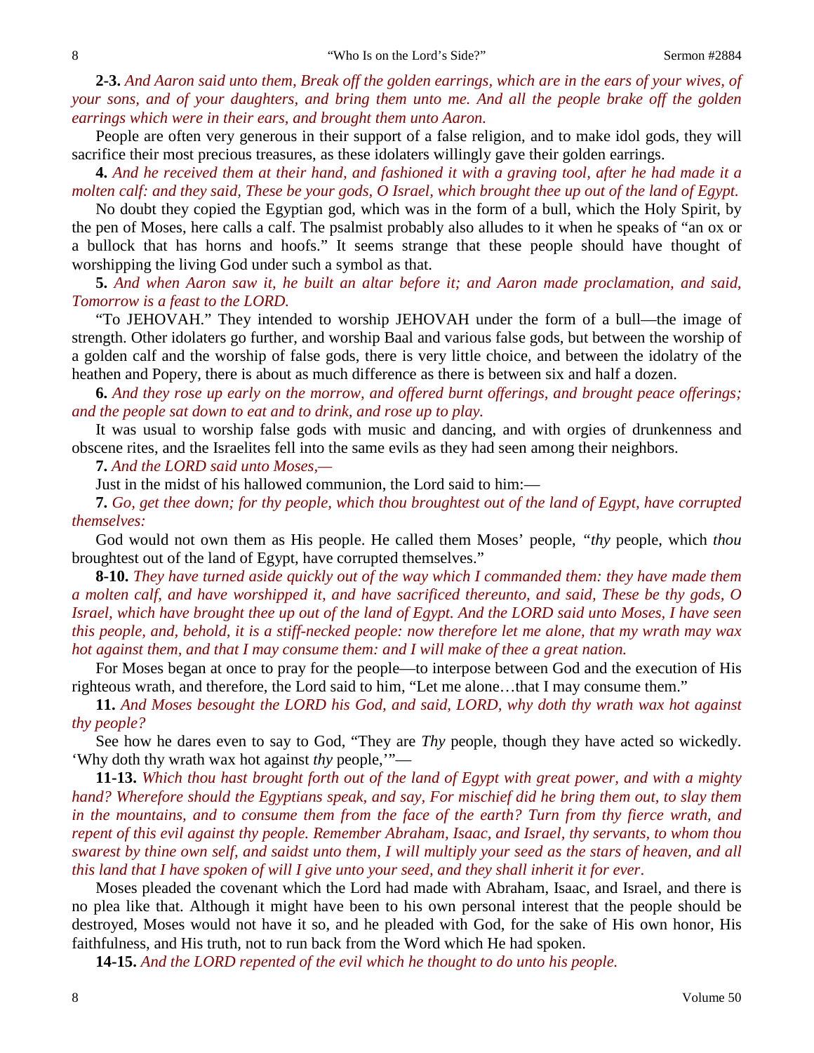**2-3.** *And Aaron said unto them, Break off the golden earrings, which are in the ears of your wives, of your sons, and of your daughters, and bring them unto me. And all the people brake off the golden earrings which were in their ears, and brought them unto Aaron.*

People are often very generous in their support of a false religion, and to make idol gods, they will sacrifice their most precious treasures, as these idolaters willingly gave their golden earrings.

**4.** *And he received them at their hand, and fashioned it with a graving tool, after he had made it a molten calf: and they said, These be your gods, O Israel, which brought thee up out of the land of Egypt.*

No doubt they copied the Egyptian god, which was in the form of a bull, which the Holy Spirit, by the pen of Moses, here calls a calf. The psalmist probably also alludes to it when he speaks of "an ox or a bullock that has horns and hoofs." It seems strange that these people should have thought of worshipping the living God under such a symbol as that.

**5.** *And when Aaron saw it, he built an altar before it; and Aaron made proclamation, and said, Tomorrow is a feast to the LORD.*

"To JEHOVAH." They intended to worship JEHOVAH under the form of a bull—the image of strength. Other idolaters go further, and worship Baal and various false gods, but between the worship of a golden calf and the worship of false gods, there is very little choice, and between the idolatry of the heathen and Popery, there is about as much difference as there is between six and half a dozen.

**6.** *And they rose up early on the morrow, and offered burnt offerings, and brought peace offerings; and the people sat down to eat and to drink, and rose up to play.*

It was usual to worship false gods with music and dancing, and with orgies of drunkenness and obscene rites, and the Israelites fell into the same evils as they had seen among their neighbors.

**7.** *And the LORD said unto Moses,—*

Just in the midst of his hallowed communion, the Lord said to him:—

**7.** *Go, get thee down; for thy people, which thou broughtest out of the land of Egypt, have corrupted themselves:*

God would not own them as His people. He called them Moses' people, "*thy* people, which *thou* broughtest out of the land of Egypt, have corrupted themselves."

**8-10.** *They have turned aside quickly out of the way which I commanded them: they have made them a molten calf, and have worshipped it, and have sacrificed thereunto, and said, These be thy gods, O Israel, which have brought thee up out of the land of Egypt. And the LORD said unto Moses, I have seen this people, and, behold, it is a stiff-necked people: now therefore let me alone, that my wrath may wax hot against them, and that I may consume them: and I will make of thee a great nation.*

For Moses began at once to pray for the people—to interpose between God and the execution of His righteous wrath, and therefore, the Lord said to him, "Let me alone…that I may consume them."

**11.** *And Moses besought the LORD his God, and said, LORD, why doth thy wrath wax hot against thy people?*

See how he dares even to say to God, "They are *Thy* people, though they have acted so wickedly. 'Why doth thy wrath wax hot against *thy* people,'"—

**11-13.** *Which thou hast brought forth out of the land of Egypt with great power, and with a mighty hand? Wherefore should the Egyptians speak, and say, For mischief did he bring them out, to slay them in the mountains, and to consume them from the face of the earth? Turn from thy fierce wrath, and repent of this evil against thy people. Remember Abraham, Isaac, and Israel, thy servants, to whom thou swarest by thine own self, and saidst unto them, I will multiply your seed as the stars of heaven, and all this land that I have spoken of will I give unto your seed, and they shall inherit it for ever.*

Moses pleaded the covenant which the Lord had made with Abraham, Isaac, and Israel, and there is no plea like that. Although it might have been to his own personal interest that the people should be destroyed, Moses would not have it so, and he pleaded with God, for the sake of His own honor, His faithfulness, and His truth, not to run back from the Word which He had spoken.

**14-15.** *And the LORD repented of the evil which he thought to do unto his people.*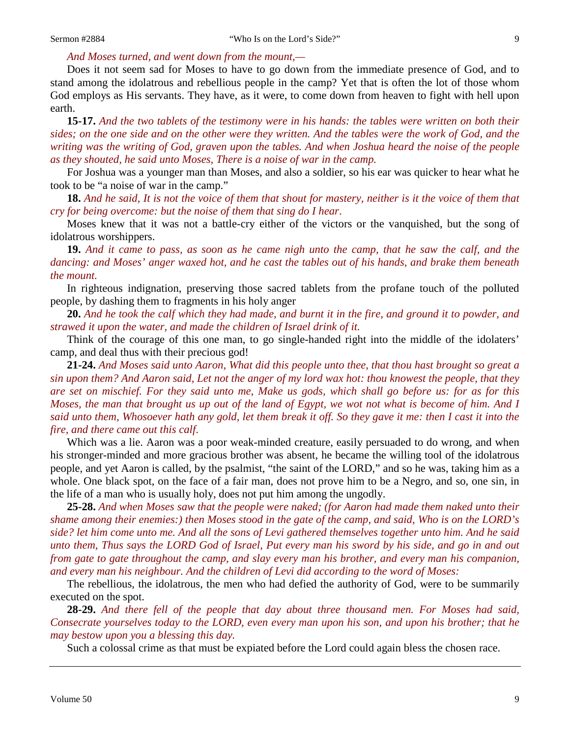*And Moses turned, and went down from the mount,—*

Does it not seem sad for Moses to have to go down from the immediate presence of God, and to stand among the idolatrous and rebellious people in the camp? Yet that is often the lot of those whom God employs as His servants. They have, as it were, to come down from heaven to fight with hell upon earth.

**15-17.** *And the two tablets of the testimony were in his hands: the tables were written on both their sides; on the one side and on the other were they written. And the tables were the work of God, and the writing was the writing of God, graven upon the tables. And when Joshua heard the noise of the people as they shouted, he said unto Moses, There is a noise of war in the camp.*

For Joshua was a younger man than Moses, and also a soldier, so his ear was quicker to hear what he took to be "a noise of war in the camp."

**18.** *And he said, It is not the voice of them that shout for mastery, neither is it the voice of them that cry for being overcome: but the noise of them that sing do I hear.*

Moses knew that it was not a battle-cry either of the victors or the vanquished, but the song of idolatrous worshippers.

**19.** *And it came to pass, as soon as he came nigh unto the camp, that he saw the calf, and the dancing: and Moses' anger waxed hot, and he cast the tables out of his hands, and brake them beneath the mount.*

In righteous indignation, preserving those sacred tablets from the profane touch of the polluted people, by dashing them to fragments in his holy anger

**20.** *And he took the calf which they had made, and burnt it in the fire, and ground it to powder, and strawed it upon the water, and made the children of Israel drink of it.*

Think of the courage of this one man, to go single-handed right into the middle of the idolaters' camp, and deal thus with their precious god!

**21-24.** *And Moses said unto Aaron, What did this people unto thee, that thou hast brought so great a sin upon them? And Aaron said, Let not the anger of my lord wax hot: thou knowest the people, that they are set on mischief. For they said unto me, Make us gods, which shall go before us: for as for this Moses, the man that brought us up out of the land of Egypt, we wot not what is become of him. And I said unto them, Whosoever hath any gold, let them break it off. So they gave it me: then I cast it into the fire, and there came out this calf.*

Which was a lie. Aaron was a poor weak-minded creature, easily persuaded to do wrong, and when his stronger-minded and more gracious brother was absent, he became the willing tool of the idolatrous people, and yet Aaron is called, by the psalmist, "the saint of the LORD," and so he was, taking him as a whole. One black spot, on the face of a fair man, does not prove him to be a Negro, and so, one sin, in the life of a man who is usually holy, does not put him among the ungodly.

**25-28.** *And when Moses saw that the people were naked; (for Aaron had made them naked unto their shame among their enemies:) then Moses stood in the gate of the camp, and said, Who is on the LORD's side? let him come unto me. And all the sons of Levi gathered themselves together unto him. And he said unto them, Thus says the LORD God of Israel, Put every man his sword by his side, and go in and out from gate to gate throughout the camp, and slay every man his brother, and every man his companion, and every man his neighbour. And the children of Levi did according to the word of Moses:*

The rebellious, the idolatrous, the men who had defied the authority of God, were to be summarily executed on the spot.

**28-29.** *And there fell of the people that day about three thousand men. For Moses had said, Consecrate yourselves today to the LORD, even every man upon his son, and upon his brother; that he may bestow upon you a blessing this day.*

Such a colossal crime as that must be expiated before the Lord could again bless the chosen race.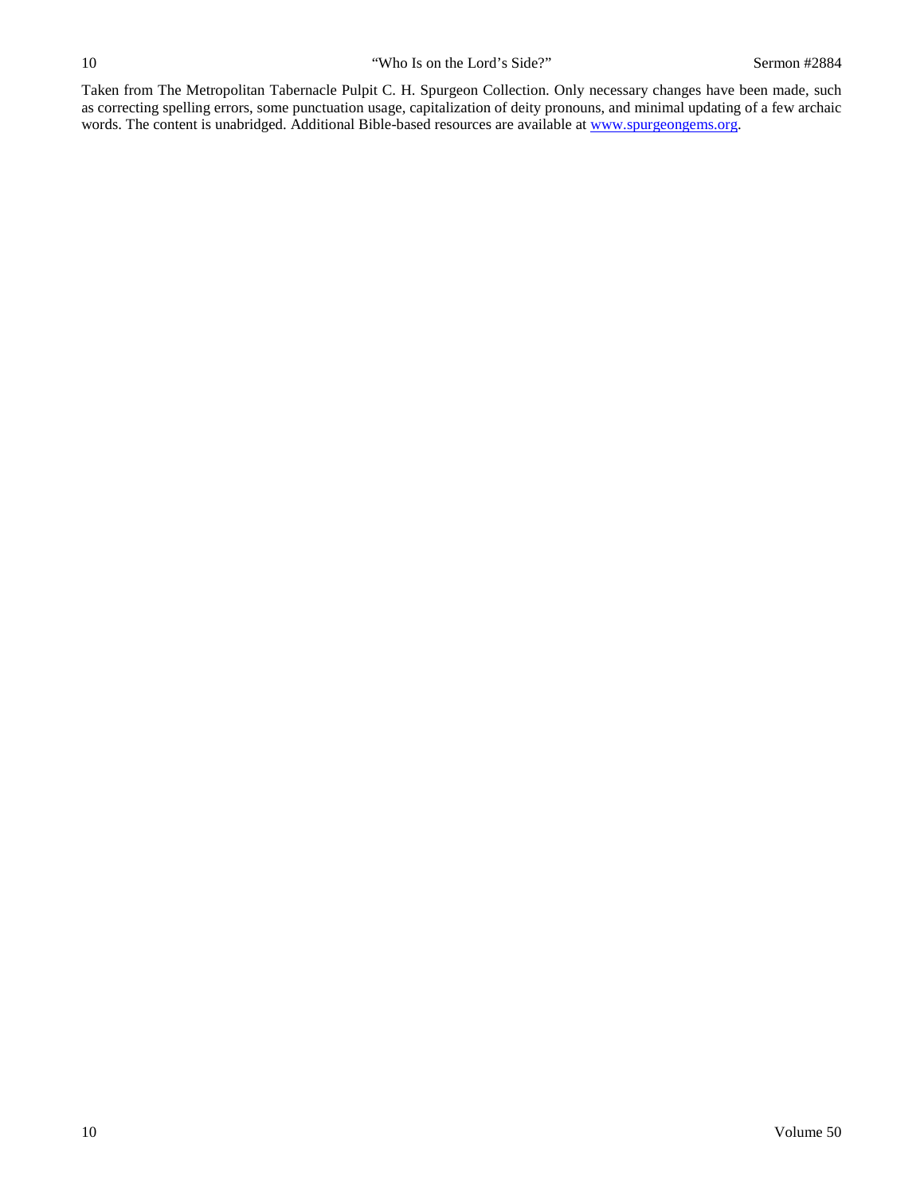Taken from The Metropolitan Tabernacle Pulpit C. H. Spurgeon Collection. Only necessary changes have been made, such as correcting spelling errors, some punctuation usage, capitalization of deity pronouns, and minimal updating of a few archaic words. The content is unabridged. Additional Bible-based resources are available at www.spurgeongems.org.